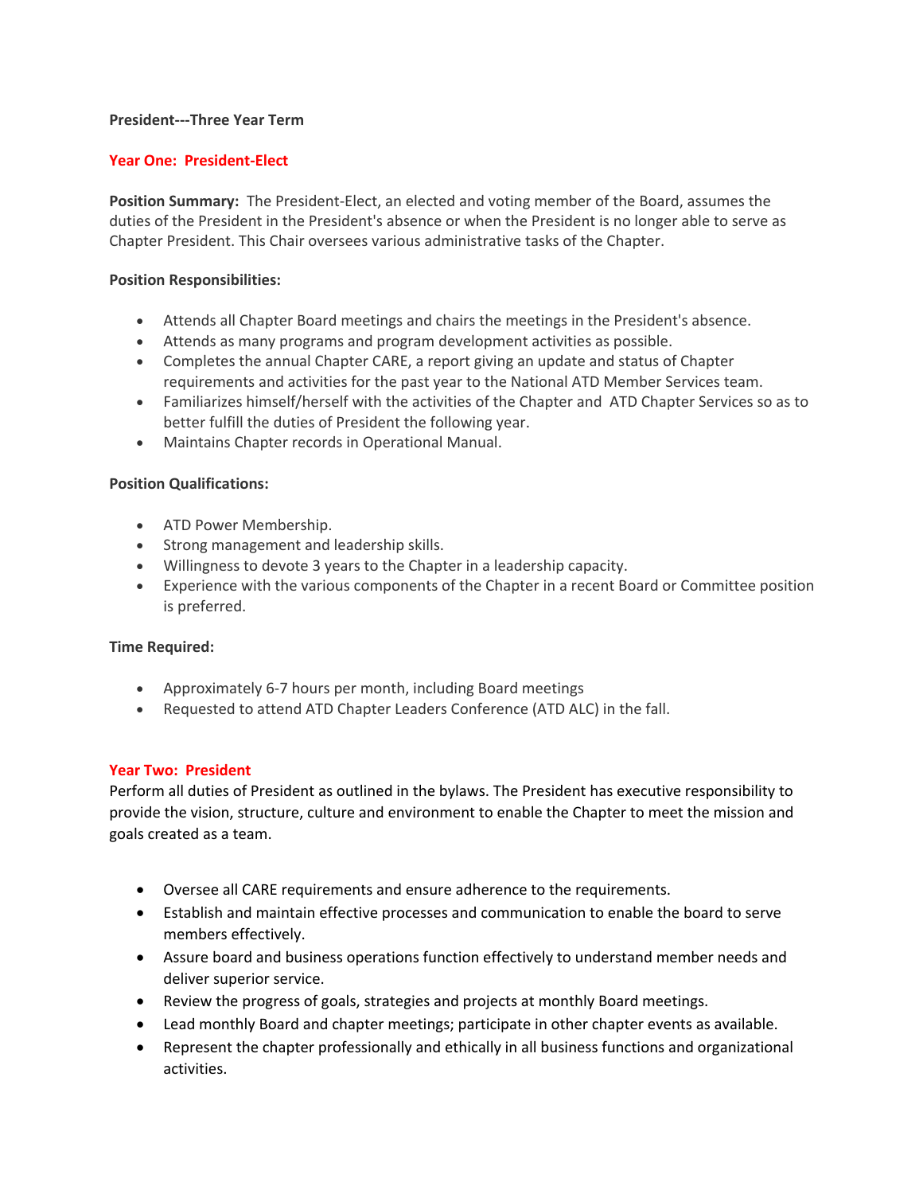**President---Three Year Term**

## Year One: President-Elect

**Position Summary:** The President-Elect, an elected and voting member of the Board, assumes the duties of the President in the President's absence or when the President is no longer able to serve as Chapter President. This Chair oversees various administrative tasks of the Chapter.

**Position Responsibilities:**

- Attends all Chapter Board meetings and chairs the meetings in the President's absence.
- Attends as many programs and program development activities as possible.
- Completes the annual Chapter CARE, a report giving an update and status of Chapter requirements and activities for the past year to the National ATD Member Services team.
- Familiarizes himself/herself with the activities of the Chapter and ATD Chapter Services so as to better fulfill the duties of President the following year.
- Maintains Chapter records in Operational Manual.

**Position Qualifications:**

- ATD Power Membership.
- Strong management and leadership skills.
- Willingness to devote 3 years to the Chapter in a leadership capacity.
- Experience with the various components of the Chapter in a recent Board or Committee position is preferred.

**Time Required:**

- Approximately 6-7 hours per month, including Board meetings
- Requested to attend ATD Chapter Leaders Conference (ATD ALC) in the fall.

## Year Two: President

Perform all duties of President as outlined in the bylaws. The President has executive responsibility to provide the vision, structure, culture and environment to enable the Chapter to meet the mission and goals created as a team.

- Oversee all CARE requirements and ensure adherence to the requirements.
- Establish and maintain effective processes and communication to enable the board to serve members effectively.
- Assure board and business operations function effectively to understand member needs and deliver superior service.
- Review the progress of goals, strategies and projects at monthly Board meetings.
- Lead monthly Board and chapter meetings; participate in other chapter events as available.
- Represent the chapter professionally and ethically in all business functions and organizational activities.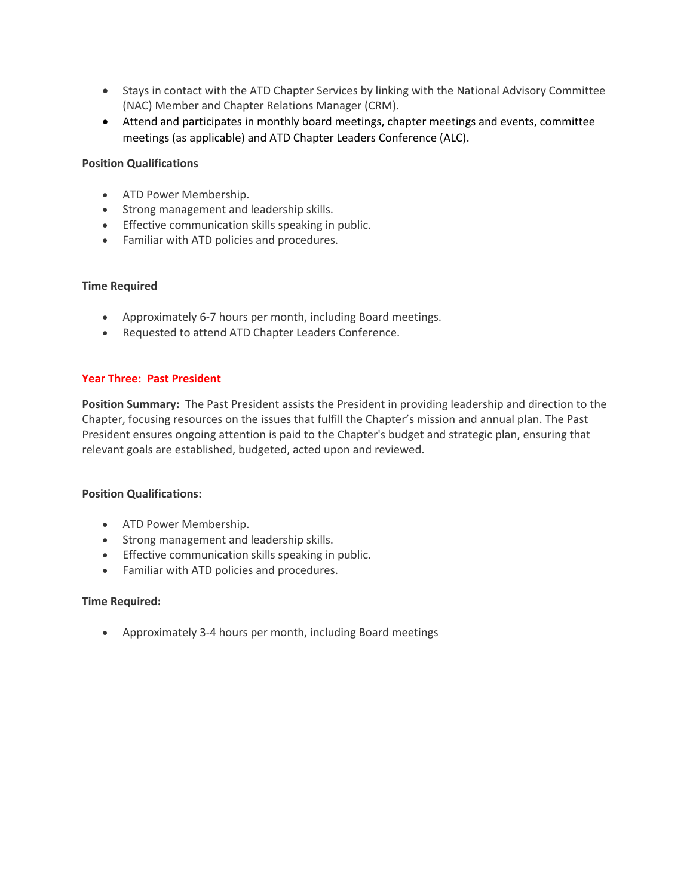- Stays in contact with the ATD Chapter Services by linking with the National Advisory Committee (NAC) Member and Chapter Relations Manager (CRM).
- Attend and participates in monthly board meetings, chapter meetings and events, committee meetings (as applicable) and ATD Chapter Leaders Conference (ALC).

**Position Qualifications**

- ATD Power Membership.
- Strong management and leadership skills.
- Effective communication skills speaking in public.
- Familiar with ATD policies and procedures.

**Time Required**

- Approximately 6-7 hours per month, including Board meetings.
- Requested to attend ATD Chapter Leaders Conference.

**Year Three: Past President**

**Position Summary:** The Past President assists the President in providing leadership and direction to the Chapter, focusing resources on the issues that fulfill the Chapter's mission and annual plan. The Past President ensures ongoing attention is paid to the Chapter's budget and strategic plan, ensuring that relevant goals are established, budgeted, acted upon and reviewed.

**Position Qualifications:**

- ATD Power Membership.
- Strong management and leadership skills.
- Effective communication skills speaking in public.
- Familiar with ATD policies and procedures.

**Time Required:**

- Approximately 3-4 hours per month, including Board meetings